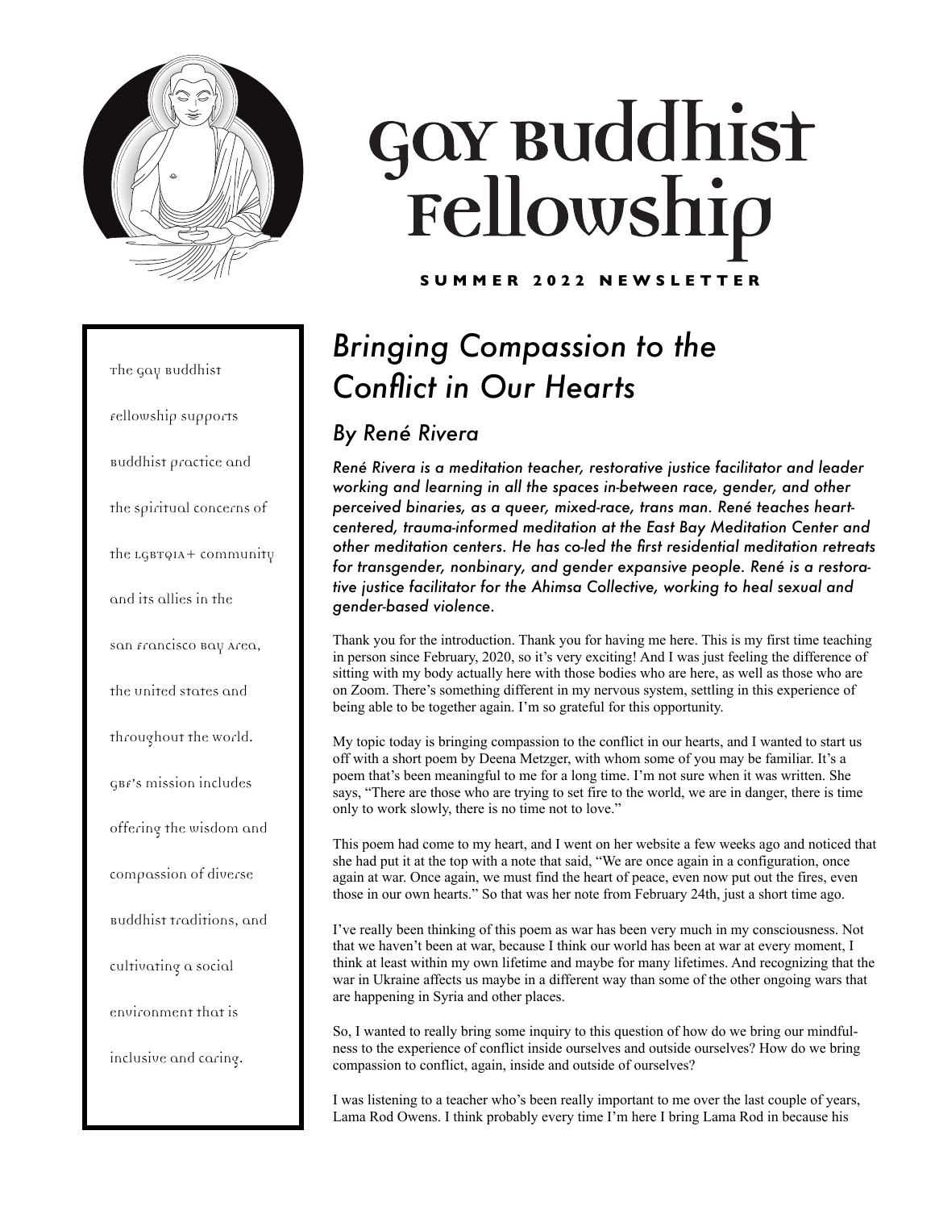# Gay Buddhist Fellowship

**SUMMER 2022 NEWSLETTER**

The Gay Buddhist Fellowship supports Buddhist practice and the spiritual concerns of the LGBTQIA+ community and its allies in the San Francisco Bay Area, the United States and throughout the world. GBF's mission includes offering the wisdom and compassion of diverse Buddhist traditions, and cultivating a social environment that is inclusive and caring.

## *Bringing Compassion to the Conflict in Our Hearts*

### *By René Rivera*

*René Rivera is a meditation teacher, restorative justice facilitator and leader working and learning in all the spaces in-between race, gender, and other perceived binaries, as a queer, mixed-race, trans man. René teaches heart-centered, trauma-informed meditation at the East Bay Meditation Center and other meditation centers. He has co-led the first residential meditation retreats for transgender, nonbinary, and gender expansive people. René is a restorative justice facilitator for the Ahimsa Collective, working to heal sexual and gender-based violence.*

Thank you for the introduction. Thank you for having me here. This is my first time teaching in person since February, 2020, so it's very exciting! And I was just feeling the difference of sitting with my body actually here with those bodies who are here, as well as those who are on Zoom. There's something different in my nervous system, settling in this experience of being able to be together again. I'm so grateful for this opportunity.

My topic today is bringing compassion to the conflict in our hearts, and I wanted to start us off with a short poem by Deena Metzger, with whom some of you may be familiar. It's a poem that's been meaningful to me for a long time. I'm not sure when it was written. She says, "There are those who are trying to set fire to the world, we are in danger, there is time only to work slowly, there is no time not to love."

This poem had come to my heart, and I went on her website a few weeks ago and noticed that she had put it at the top with a note that said, "We are once again in a configuration, once again at war. Once again, we must find the heart of peace, even now put out the fires, even those in our own hearts." So that was her note from February 24th, just a short time ago.

I've really been thinking of this poem as war has been very much in my consciousness. Not that we haven't been at war, because I think our world has been at war at every moment, I think at least within my own lifetime and maybe for many lifetimes. And recognizing that the war in Ukraine affects us maybe in a different way than some of the other ongoing wars that are happening in Syria and other places.

So, I wanted to really bring some inquiry to this question of how do we bring our mindfulness to the experience of conflict inside ourselves and outside ourselves? How do we bring compassion to conflict, again, inside and outside of ourselves?

I was listening to a teacher who's been really important to me over the last couple of years, Lama Rod Owens. I think probably every time I'm here I bring Lama Rod in because his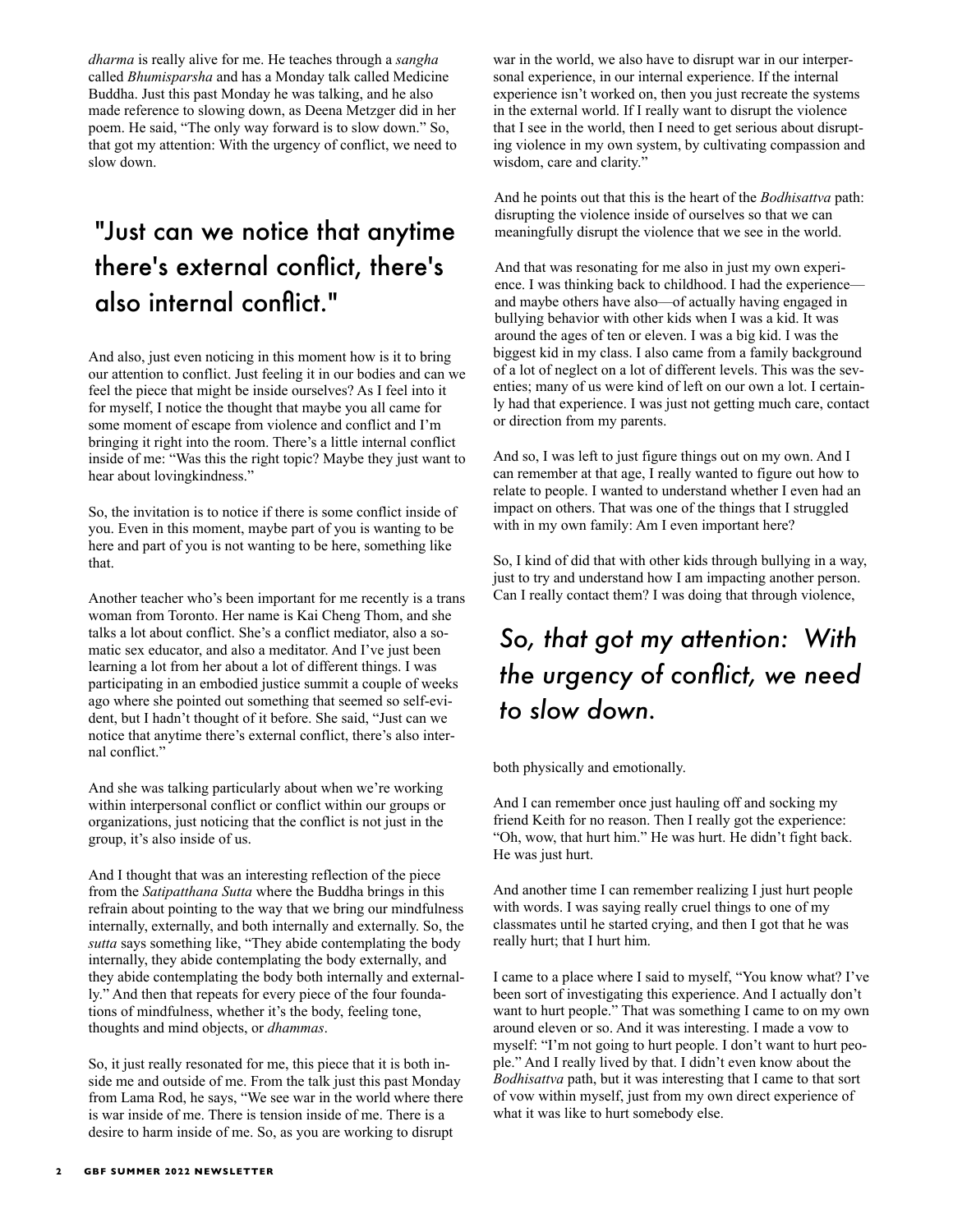*dharma* is really alive for me. He teaches through a *sangha* called *Bhumisparsha* and has a Monday talk called Medicine Buddha. Just this past Monday he was talking, and he also made reference to slowing down, as Deena Metzger did in her poem. He said, "The only way forward is to slow down." So, that got my attention: With the urgency of conflict, we need to slow down.

> "Just can we notice that anytime there's external conflict, there's also internal conflict."

And also, just even noticing in this moment how is it to bring our attention to conflict. Just feeling it in our bodies and can we feel the piece that might be inside ourselves? As I feel into it for myself, I notice the thought that maybe you all came for some moment of escape from violence and conflict and I'm bringing it right into the room. There's a little internal conflict inside of me: "Was this the right topic? Maybe they just want to hear about lovingkindness."

So, the invitation is to notice if there is some conflict inside of you. Even in this moment, maybe part of you is wanting to be here and part of you is not wanting to be here, something like that.

Another teacher who's been important for me recently is a trans woman from Toronto. Her name is Kai Cheng Thom, and she talks a lot about conflict. She's a conflict mediator, also a somatic sex educator, and also a meditator. And I've just been learning a lot from her about a lot of different things. I was participating in an embodied justice summit a couple of weeks ago where she pointed out something that seemed so self-evident, but I hadn't thought of it before. She said, "Just can we notice that anytime there's external conflict, there's also internal conflict."

And she was talking particularly about when we're working within interpersonal conflict or conflict within our groups or organizations, just noticing that the conflict is not just in the group, it's also inside of us.

And I thought that was an interesting reflection of the piece from the *Satipatthana Sutta* where the Buddha brings in this refrain about pointing to the way that we bring our mindfulness internally, externally, and both internally and externally. So, the *sutta* says something like, "They abide contemplating the body internally, they abide contemplating the body externally, and they abide contemplating the body both internally and externally." And then that repeats for every piece of the four foundations of mindfulness, whether it's the body, feeling tone, thoughts and mind objects, or *dhammas*.

So, it just really resonated for me, this piece that it is both inside me and outside of me. From the talk just this past Monday from Lama Rod, he says, "We see war in the world where there is war inside of me. There is tension inside of me. There is a desire to harm inside of me. So, as you are working to disrupt war in the world, we also have to disrupt war in our interpersonal experience, in our internal experience. If the internal experience isn't worked on, then you just recreate the systems in the external world. If I really want to disrupt the violence that I see in the world, then I need to get serious about disrupting violence in my own system, by cultivating compassion and wisdom, care and clarity."

And he points out that this is the heart of the *Bodhisattva* path: disrupting the violence inside of ourselves so that we can meaningfully disrupt the violence that we see in the world.

And that was resonating for me also in just my own experience. I was thinking back to childhood. I had the experience—and maybe others have also—of actually having engaged in bullying behavior with other kids when I was a kid. It was around the ages of ten or eleven. I was a big kid. I was the biggest kid in my class. I also came from a family background of a lot of neglect on a lot of different levels. This was the seventies; many of us were kind of left on our own a lot. I certainly had that experience. I was just not getting much care, contact or direction from my parents.

And so, I was left to just figure things out on my own. And I can remember at that age, I really wanted to figure out how to relate to people. I wanted to understand whether I even had an impact on others. That was one of the things that I struggled with in my own family: Am I even important here?

So, I kind of did that with other kids through bullying in a way, just to try and understand how I am impacting another person. Can I really contact them? I was doing that through violence, both physically and emotionally.

> *So, that got my attention: With the urgency of conflict, we need to slow down.*

And I can remember once just hauling off and socking my friend Keith for no reason. Then I really got the experience: "Oh, wow, that hurt him." He was hurt. He didn't fight back. He was just hurt.

And another time I can remember realizing I just hurt people with words. I was saying really cruel things to one of my classmates until he started crying, and then I got that he was really hurt; that I hurt him.

I came to a place where I said to myself, "You know what? I've been sort of investigating this experience. And I actually don't want to hurt people." That was something I came to on my own around eleven or so. And it was interesting. I made a vow to myself: "I'm not going to hurt people. I don't want to hurt people." And I really lived by that. I didn't even know about the *Bodhisattva* path, but it was interesting that I came to that sort of vow within myself, just from my own direct experience of what it was like to hurt somebody else.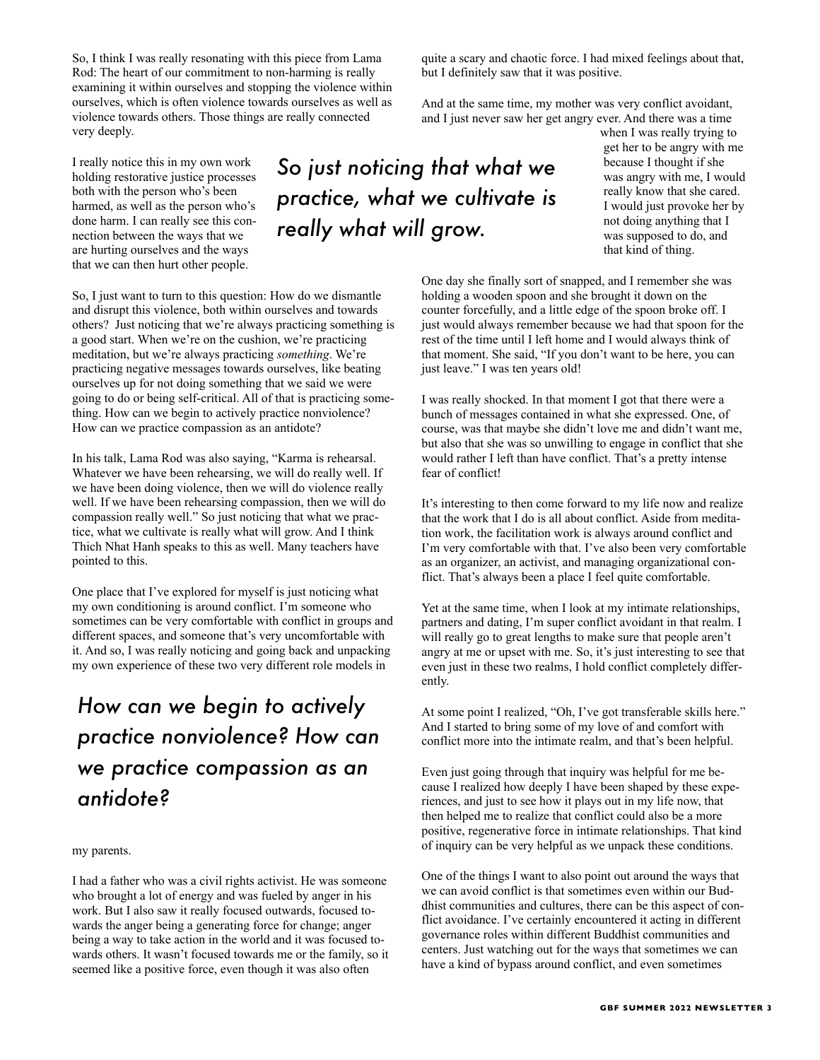So, I think I was really resonating with this piece from Lama Rod: The heart of our commitment to non-harming is really examining it within ourselves and stopping the violence within ourselves, which is often violence towards ourselves as well as violence towards others. Those things are really connected very deeply.

I really notice this in my own work holding restorative justice processes both with the person who's been harmed, as well as the person who's done harm. I can really see this connection between the ways that we are hurting ourselves and the ways that we can then hurt other people.

*So just noticing that what we practice, what we cultivate is really what will grow.*

So, I just want to turn to this question: How do we dismantle and disrupt this violence, both within ourselves and towards others? Just noticing that we're always practicing something is a good start. When we're on the cushion, we're practicing meditation, but we're always practicing *something*. We're practicing negative messages towards ourselves, like beating ourselves up for not doing something that we said we were going to do or being self-critical. All of that is practicing something. How can we begin to actively practice nonviolence? How can we practice compassion as an antidote?

In his talk, Lama Rod was also saying, "Karma is rehearsal. Whatever we have been rehearsing, we will do really well. If we have been doing violence, then we will do violence really well. If we have been rehearsing compassion, then we will do compassion really well." So just noticing that what we practice, what we cultivate is really what will grow. And I think Thich Nhat Hanh speaks to this as well. Many teachers have pointed to this.

One place that I've explored for myself is just noticing what my own conditioning is around conflict. I'm someone who sometimes can be very comfortable with conflict in groups and different spaces, and someone that's very uncomfortable with it. And so, I was really noticing and going back and unpacking my own experience of these two very different role models in my parents.

*How can we begin to actively practice nonviolence? How can we practice compassion as an antidote?*

I had a father who was a civil rights activist. He was someone who brought a lot of energy and was fueled by anger in his work. But I also saw it really focused outwards, focused towards the anger being a generating force for change; anger being a way to take action in the world and it was focused towards others. It wasn't focused towards me or the family, so it seemed like a positive force, even though it was also often quite a scary and chaotic force. I had mixed feelings about that, but I definitely saw that it was positive.

And at the same time, my mother was very conflict avoidant, and I just never saw her get angry ever. And there was a time when I was really trying to get her to be angry with me because I thought if she was angry with me, I would really know that she cared. I would just provoke her by not doing anything that I was supposed to do, and that kind of thing.

One day she finally sort of snapped, and I remember she was holding a wooden spoon and she brought it down on the counter forcefully, and a little edge of the spoon broke off. I just would always remember because we had that spoon for the rest of the time until I left home and I would always think of that moment. She said, "If you don't want to be here, you can just leave." I was ten years old!

I was really shocked. In that moment I got that there were a bunch of messages contained in what she expressed. One, of course, was that maybe she didn't love me and didn't want me, but also that she was so unwilling to engage in conflict that she would rather I left than have conflict. That's a pretty intense fear of conflict!

It's interesting to then come forward to my life now and realize that the work that I do is all about conflict. Aside from meditation work, the facilitation work is always around conflict and I'm very comfortable with that. I've also been very comfortable as an organizer, an activist, and managing organizational conflict. That's always been a place I feel quite comfortable.

Yet at the same time, when I look at my intimate relationships, partners and dating, I'm super conflict avoidant in that realm. I will really go to great lengths to make sure that people aren't angry at me or upset with me. So, it's just interesting to see that even just in these two realms, I hold conflict completely differently.

At some point I realized, "Oh, I've got transferable skills here." And I started to bring some of my love of and comfort with conflict more into the intimate realm, and that's been helpful.

Even just going through that inquiry was helpful for me because I realized how deeply I have been shaped by these experiences, and just to see how it plays out in my life now, that then helped me to realize that conflict could also be a more positive, regenerative force in intimate relationships. That kind of inquiry can be very helpful as we unpack these conditions.

One of the things I want to also point out around the ways that we can avoid conflict is that sometimes even within our Buddhist communities and cultures, there can be this aspect of conflict avoidance. I've certainly encountered it acting in different governance roles within different Buddhist communities and centers. Just watching out for the ways that sometimes we can have a kind of bypass around conflict, and even sometimes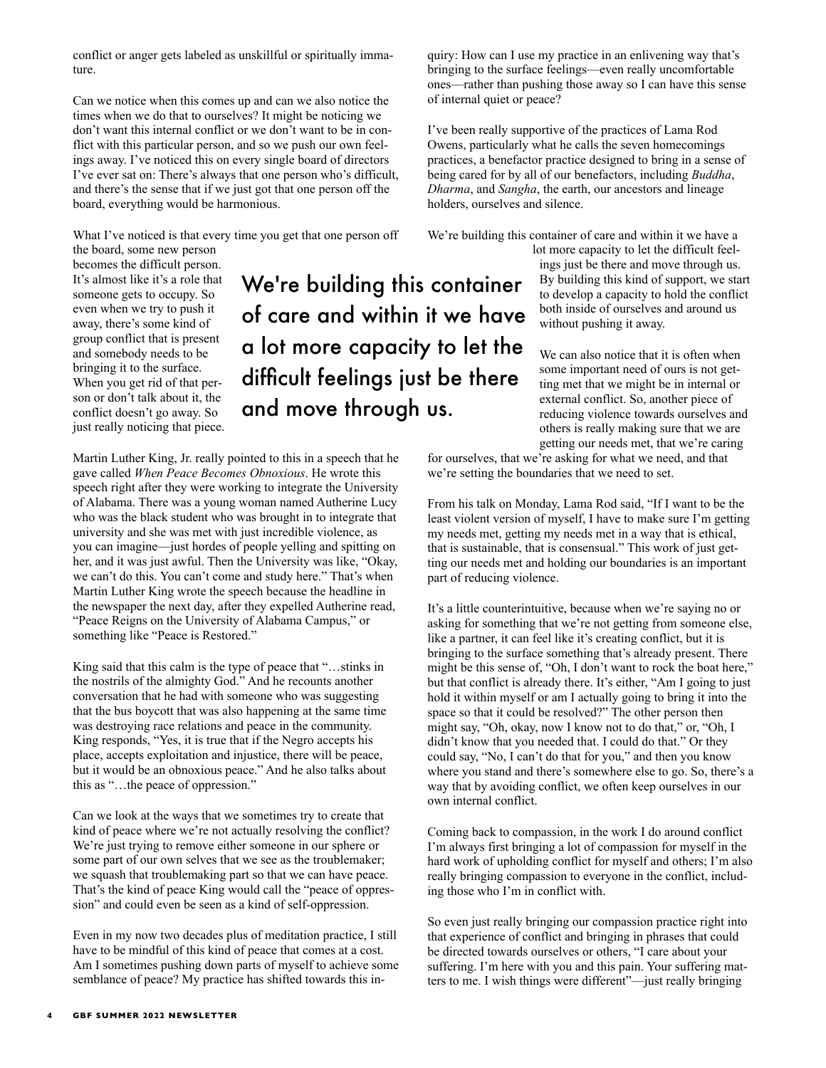conflict or anger gets labeled as unskillful or spiritually immature.

Can we notice when this comes up and can we also notice the times when we do that to ourselves? It might be noticing we don't want this internal conflict or we don't want to be in conflict with this particular person, and so we push our own feelings away. I've noticed this on every single board of directors I've ever sat on: There's always that one person who's difficult, and there's the sense that if we just got that one person off the board, everything would be harmonious.

What I've noticed is that every time you get that one person off the board, some new person becomes the difficult person. It's almost like it's a role that someone gets to occupy. So even when we try to push it away, there's some kind of group conflict that is present and somebody needs to be bringing it to the surface. When you get rid of that person or don't talk about it, the conflict doesn't go away. So just really noticing that piece.

> We're building this container of care and within it we have a lot more capacity to let the difficult feelings just be there and move through us.

Martin Luther King, Jr. really pointed to this in a speech that he gave called *When Peace Becomes Obnoxious*. He wrote this speech right after they were working to integrate the University of Alabama. There was a young woman named Autherine Lucy who was the black student who was brought in to integrate that university and she was met with just incredible violence, as you can imagine—just hordes of people yelling and spitting on her, and it was just awful. Then the University was like, "Okay, we can't do this. You can't come and study here." That's when Martin Luther King wrote the speech because the headline in the newspaper the next day, after they expelled Autherine read, "Peace Reigns on the University of Alabama Campus," or something like "Peace is Restored."

King said that this calm is the type of peace that "…stinks in the nostrils of the almighty God." And he recounts another conversation that he had with someone who was suggesting that the bus boycott that was also happening at the same time was destroying race relations and peace in the community. King responds, "Yes, it is true that if the Negro accepts his place, accepts exploitation and injustice, there will be peace, but it would be an obnoxious peace." And he also talks about this as "…the peace of oppression."

Can we look at the ways that we sometimes try to create that kind of peace where we're not actually resolving the conflict? We're just trying to remove either someone in our sphere or some part of our own selves that we see as the troublemaker; we squash that troublemaking part so that we can have peace. That's the kind of peace King would call the "peace of oppression" and could even be seen as a kind of self-oppression.

Even in my now two decades plus of meditation practice, I still have to be mindful of this kind of peace that comes at a cost. Am I sometimes pushing down parts of myself to achieve some semblance of peace? My practice has shifted towards this inquiry: How can I use my practice in an enlivening way that's bringing to the surface feelings—even really uncomfortable ones—rather than pushing those away so I can have this sense of internal quiet or peace?

I've been really supportive of the practices of Lama Rod Owens, particularly what he calls the seven homecomings practices, a benefactor practice designed to bring in a sense of being cared for by all of our benefactors, including *Buddha*, *Dharma*, and *Sangha*, the earth, our ancestors and lineage holders, ourselves and silence.

We're building this container of care and within it we have a lot more capacity to let the difficult feelings just be there and move through us. By building this kind of support, we start to develop a capacity to hold the conflict both inside of ourselves and around us without pushing it away.

We can also notice that it is often when some important need of ours is not getting met that we might be in internal or external conflict. So, another piece of reducing violence towards ourselves and others is really making sure that we are getting our needs met, that we're caring for ourselves, that we're asking for what we need, and that we're setting the boundaries that we need to set.

From his talk on Monday, Lama Rod said, "If I want to be the least violent version of myself, I have to make sure I'm getting my needs met, getting my needs met in a way that is ethical, that is sustainable, that is consensual." This work of just getting our needs met and holding our boundaries is an important part of reducing violence.

It's a little counterintuitive, because when we're saying no or asking for something that we're not getting from someone else, like a partner, it can feel like it's creating conflict, but it is bringing to the surface something that's already present. There might be this sense of, "Oh, I don't want to rock the boat here," but that conflict is already there. It's either, "Am I going to just hold it within myself or am I actually going to bring it into the space so that it could be resolved?" The other person then might say, "Oh, okay, now I know not to do that," or, "Oh, I didn't know that you needed that. I could do that." Or they could say, "No, I can't do that for you," and then you know where you stand and there's somewhere else to go. So, there's a way that by avoiding conflict, we often keep ourselves in our own internal conflict.

Coming back to compassion, in the work I do around conflict I'm always first bringing a lot of compassion for myself in the hard work of upholding conflict for myself and others; I'm also really bringing compassion to everyone in the conflict, including those who I'm in conflict with.

So even just really bringing our compassion practice right into that experience of conflict and bringing in phrases that could be directed towards ourselves or others, "I care about your suffering. I'm here with you and this pain. Your suffering matters to me. I wish things were different"—just really bringing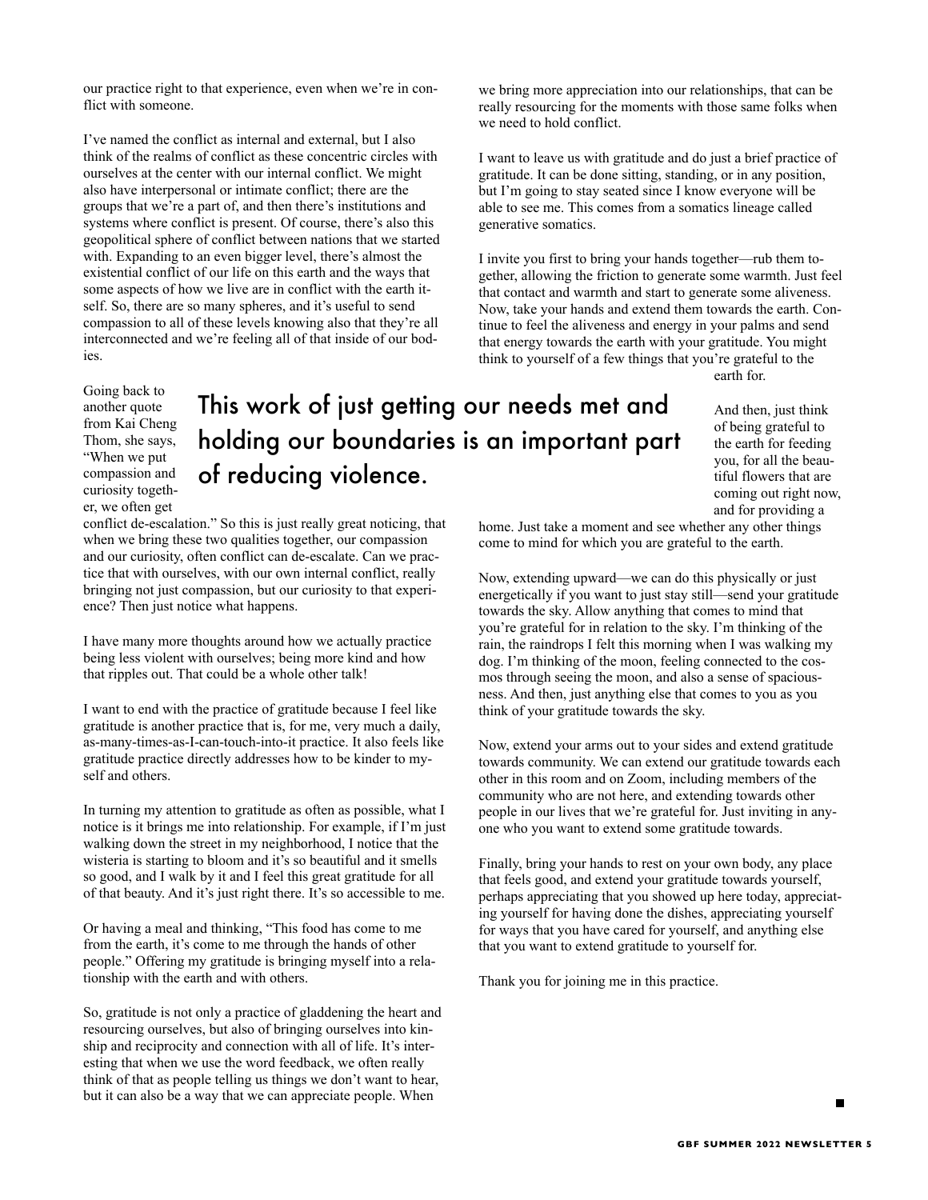our practice right to that experience, even when we're in conflict with someone.

I've named the conflict as internal and external, but I also think of the realms of conflict as these concentric circles with ourselves at the center with our internal conflict. We might also have interpersonal or intimate conflict; there are the groups that we're a part of, and then there's institutions and systems where conflict is present. Of course, there's also this geopolitical sphere of conflict between nations that we started with. Expanding to an even bigger level, there's almost the existential conflict of our life on this earth and the ways that some aspects of how we live are in conflict with the earth itself. So, there are so many spheres, and it's useful to send compassion to all of these levels knowing also that they're all interconnected and we're feeling all of that inside of our bodies.

> This work of just getting our needs met and holding our boundaries is an important part of reducing violence.

Going back to another quote from Kai Cheng Thom, she says, "When we put compassion and curiosity together, we often get conflict de-escalation." So this is just really great noticing, that when we bring these two qualities together, our compassion and our curiosity, often conflict can de-escalate. Can we practice that with ourselves, with our own internal conflict, really bringing not just compassion, but our curiosity to that experience? Then just notice what happens.

I have many more thoughts around how we actually practice being less violent with ourselves; being more kind and how that ripples out. That could be a whole other talk!

I want to end with the practice of gratitude because I feel like gratitude is another practice that is, for me, very much a daily, as-many-times-as-I-can-touch-into-it practice. It also feels like gratitude practice directly addresses how to be kinder to myself and others.

In turning my attention to gratitude as often as possible, what I notice is it brings me into relationship. For example, if I'm just walking down the street in my neighborhood, I notice that the wisteria is starting to bloom and it's so beautiful and it smells so good, and I walk by it and I feel this great gratitude for all of that beauty. And it's just right there. It's so accessible to me.

Or having a meal and thinking, "This food has come to me from the earth, it's come to me through the hands of other people." Offering my gratitude is bringing myself into a relationship with the earth and with others.

So, gratitude is not only a practice of gladdening the heart and resourcing ourselves, but also of bringing ourselves into kinship and reciprocity and connection with all of life. It's interesting that when we use the word feedback, we often really think of that as people telling us things we don't want to hear, but it can also be a way that we can appreciate people. When we bring more appreciation into our relationships, that can be really resourcing for the moments with those same folks when we need to hold conflict.

I want to leave us with gratitude and do just a brief practice of gratitude. It can be done sitting, standing, or in any position, but I'm going to stay seated since I know everyone will be able to see me. This comes from a somatics lineage called generative somatics.

I invite you first to bring your hands together—rub them together, allowing the friction to generate some warmth. Just feel that contact and warmth and start to generate some aliveness. Now, take your hands and extend them towards the earth. Continue to feel the aliveness and energy in your palms and send that energy towards the earth with your gratitude. You might think to yourself of a few things that you're grateful to the earth for.

And then, just think of being grateful to the earth for feeding you, for all the beautiful flowers that are coming out right now, and for providing a home. Just take a moment and see whether any other things come to mind for which you are grateful to the earth.

Now, extending upward—we can do this physically or just energetically if you want to just stay still—send your gratitude towards the sky. Allow anything that comes to mind that you're grateful for in relation to the sky. I'm thinking of the rain, the raindrops I felt this morning when I was walking my dog. I'm thinking of the moon, feeling connected to the cosmos through seeing the moon, and also a sense of spaciousness. And then, just anything else that comes to you as you think of your gratitude towards the sky.

Now, extend your arms out to your sides and extend gratitude towards community. We can extend our gratitude towards each other in this room and on Zoom, including members of the community who are not here, and extending towards other people in our lives that we're grateful for. Just inviting in anyone who you want to extend some gratitude towards.

Finally, bring your hands to rest on your own body, any place that feels good, and extend your gratitude towards yourself, perhaps appreciating that you showed up here today, appreciating yourself for having done the dishes, appreciating yourself for ways that you have cared for yourself, and anything else that you want to extend gratitude to yourself for.

Thank you for joining me in this practice.

■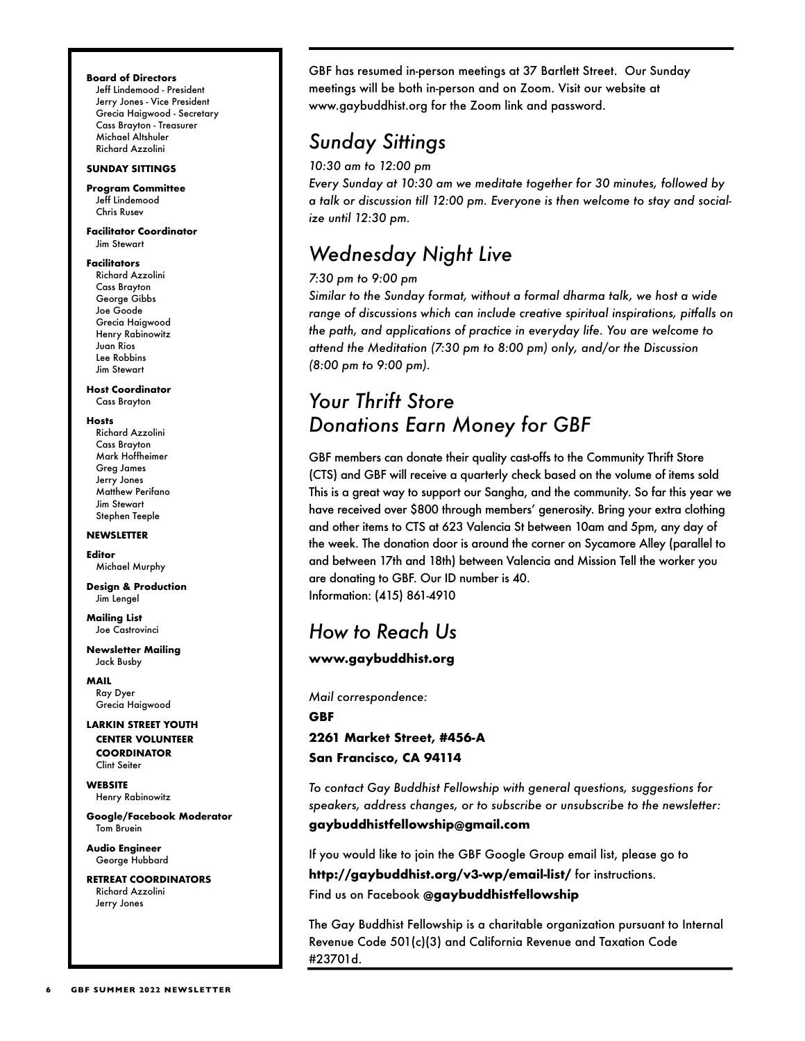**Board of Directors**
Jeff Lindemood - President
Jerry Jones - Vice President
Grecia Haigwood - Secretary
Cass Brayton - Treasurer
Michael Altshuler
Richard Azzolini

**SUNDAY SITTINGS**

**Program Committee**
Jeff Lindemood
Chris Rusev

**Facilitator Coordinator**
Jim Stewart

**Facilitators**
Richard Azzolini
Cass Brayton
George Gibbs
Joe Goode
Grecia Haigwood
Henry Rabinowitz
Juan Rios
Lee Robbins
Jim Stewart

**Host Coordinator**
Cass Brayton

**Hosts**
Richard Azzolini
Cass Brayton
Mark Hoffheimer
Greg James
Jerry Jones
Matthew Perifano
Jim Stewart
Stephen Teeple

**NEWSLETTER**

**Editor**
Michael Murphy

**Design & Production**
Jim Lengel

**Mailing List**
Joe Castrovinci

**Newsletter Mailing**
Jack Busby

**MAIL**
Ray Dyer
Grecia Haigwood

**LARKIN STREET YOUTH CENTER VOLUNTEER COORDINATOR**
Clint Seiter

**WEBSITE**
Henry Rabinowitz

**Google/Facebook Moderator**
Tom Bruein

**Audio Engineer**
George Hubbard

**RETREAT COORDINATORS**
Richard Azzolini
Jerry Jones

---

GBF has resumed in-person meetings at 37 Bartlett Street. Our Sunday meetings will be both in-person and on Zoom. Visit our website at www.gaybuddhist.org for the Zoom link and password.

## *Sunday Sittings*

*10:30 am to 12:00 pm*

*Every Sunday at 10:30 am we meditate together for 30 minutes, followed by a talk or discussion till 12:00 pm. Everyone is then welcome to stay and socialize until 12:30 pm.*

## *Wednesday Night Live*

*7:30 pm to 9:00 pm*

*Similar to the Sunday format, without a formal dharma talk, we host a wide range of discussions which can include creative spiritual inspirations, pitfalls on the path, and applications of practice in everyday life. You are welcome to attend the Meditation (7:30 pm to 8:00 pm) only, and/or the Discussion (8:00 pm to 9:00 pm).*

## *Your Thrift Store Donations Earn Money for GBF*

GBF members can donate their quality cast-offs to the Community Thrift Store (CTS) and GBF will receive a quarterly check based on the volume of items sold This is a great way to support our Sangha, and the community. So far this year we have received over $800 through members' generosity. Bring your extra clothing and other items to CTS at 623 Valencia St between 10am and 5pm, any day of the week. The donation door is around the corner on Sycamore Alley (parallel to and between 17th and 18th) between Valencia and Mission Tell the worker you are donating to GBF. Our ID number is 40.
Information: (415) 861-4910

## *How to Reach Us*

**www.gaybuddhist.org**

*Mail correspondence:*

**GBF**
**2261 Market Street, #456-A**
**San Francisco, CA 94114**

*To contact Gay Buddhist Fellowship with general questions, suggestions for speakers, address changes, or to subscribe or unsubscribe to the newsletter:*
**gaybuddhistfellowship@gmail.com**

If you would like to join the GBF Google Group email list, please go to **http://gaybuddhist.org/v3-wp/email-list/** for instructions.
Find us on Facebook @**gaybuddhistfellowship**

The Gay Buddhist Fellowship is a charitable organization pursuant to Internal Revenue Code 501(c)(3) and California Revenue and Taxation Code #23701d.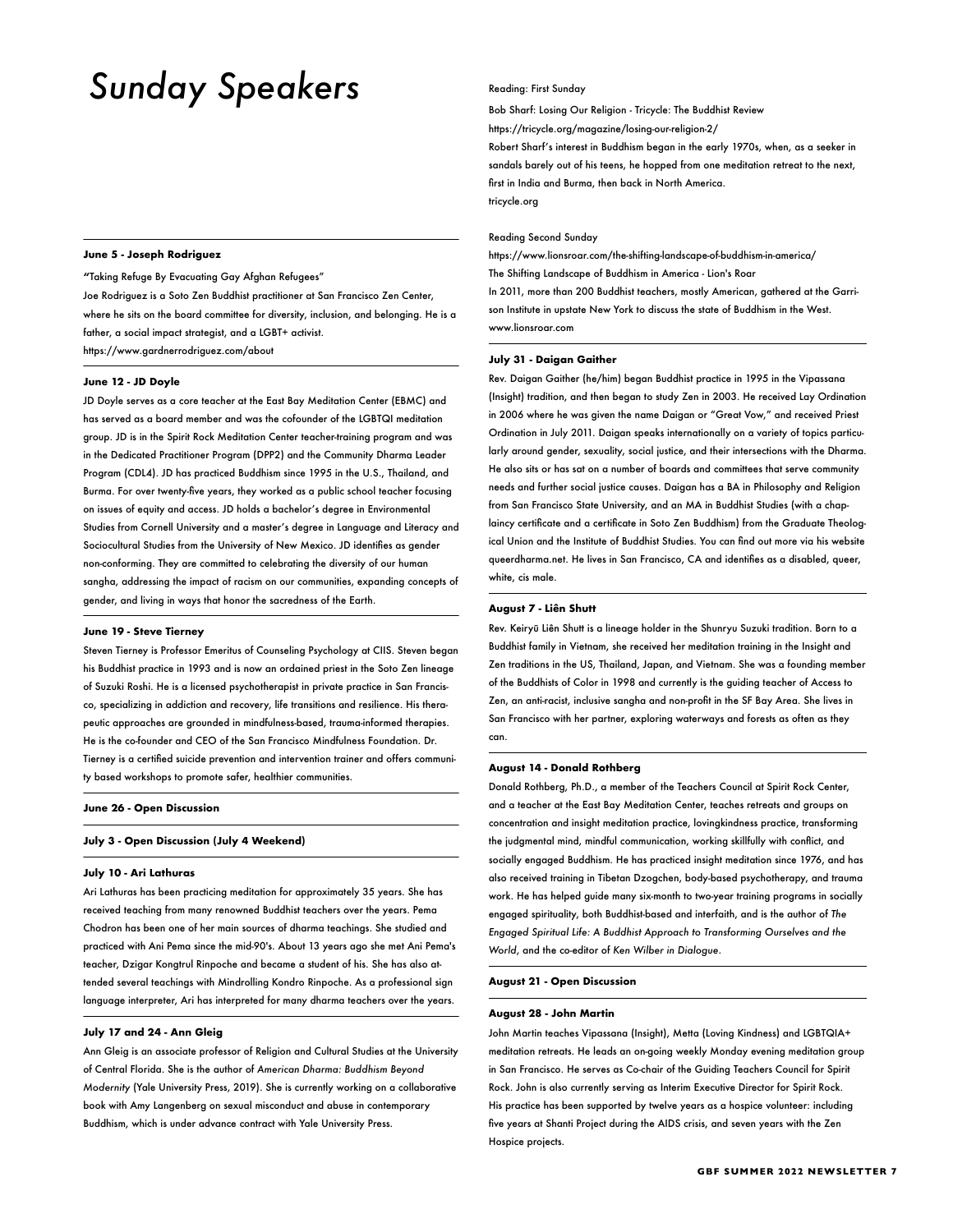# Sunday Speakers

#### June 5 - Joseph Rodriguez

"Taking Refuge By Evacuating Gay Afghan Refugees"

Joe Rodriguez is a Soto Zen Buddhist practitioner at San Francisco Zen Center, where he sits on the board committee for diversity, inclusion, and belonging. He is a father, a social impact strategist, and a LGBT+ activist.

https://www.gardnerrodriguez.com/about

#### June 12 - JD Doyle

JD Doyle serves as a core teacher at the East Bay Meditation Center (EBMC) and has served as a board member and was the cofounder of the LGBTQI meditation group. JD is in the Spirit Rock Meditation Center teacher-training program and was in the Dedicated Practitioner Program (DPP2) and the Community Dharma Leader Program (CDL4). JD has practiced Buddhism since 1995 in the U.S., Thailand, and Burma. For over twenty-five years, they worked as a public school teacher focusing on issues of equity and access. JD holds a bachelor's degree in Environmental Studies from Cornell University and a master's degree in Language and Literacy and Sociocultural Studies from the University of New Mexico. JD identifies as gender non-conforming. They are committed to celebrating the diversity of our human sangha, addressing the impact of racism on our communities, expanding concepts of gender, and living in ways that honor the sacredness of the Earth.

#### June 19 - Steve Tierney

Steven Tierney is Professor Emeritus of Counseling Psychology at CIIS. Steven began his Buddhist practice in 1993 and is now an ordained priest in the Soto Zen lineage of Suzuki Roshi. He is a licensed psychotherapist in private practice in San Francisco, specializing in addiction and recovery, life transitions and resilience. His therapeutic approaches are grounded in mindfulness-based, trauma-informed therapies. He is the co-founder and CEO of the San Francisco Mindfulness Foundation. Dr. Tierney is a certified suicide prevention and intervention trainer and offers community based workshops to promote safer, healthier communities.

#### June 26 - Open Discussion

#### July 3 - Open Discussion (July 4 Weekend)

#### July 10 - Ari Lathuras

Ari Lathuras has been practicing meditation for approximately 35 years. She has received teaching from many renowned Buddhist teachers over the years. Pema Chodron has been one of her main sources of dharma teachings. She studied and practiced with Ani Pema since the mid-90's. About 13 years ago she met Ani Pema's teacher, Dzigar Kongtrul Rinpoche and became a student of his. She has also attended several teachings with Mindrolling Kondro Rinpoche. As a professional sign language interpreter, Ari has interpreted for many dharma teachers over the years.

#### July 17 and 24 - Ann Gleig

Ann Gleig is an associate professor of Religion and Cultural Studies at the University of Central Florida. She is the author of *American Dharma: Buddhism Beyond Modernity* (Yale University Press, 2019). She is currently working on a collaborative book with Amy Langenberg on sexual misconduct and abuse in contemporary Buddhism, which is under advance contract with Yale University Press.

Reading: First Sunday

Bob Sharf: Losing Our Religion - Tricycle: The Buddhist Review

https://tricycle.org/magazine/losing-our-religion-2/

Robert Sharf's interest in Buddhism began in the early 1970s, when, as a seeker in sandals barely out of his teens, he hopped from one meditation retreat to the next, first in India and Burma, then back in North America.

tricycle.org

Reading Second Sunday

https://www.lionsroar.com/the-shifting-landscape-of-buddhism-in-america/

The Shifting Landscape of Buddhism in America - Lion's Roar

In 2011, more than 200 Buddhist teachers, mostly American, gathered at the Garrison Institute in upstate New York to discuss the state of Buddhism in the West.

www.lionsroar.com

#### July 31 - Daigan Gaither

Rev. Daigan Gaither (he/him) began Buddhist practice in 1995 in the Vipassana (Insight) tradition, and then began to study Zen in 2003. He received Lay Ordination in 2006 where he was given the name Daigan or "Great Vow," and received Priest Ordination in July 2011. Daigan speaks internationally on a variety of topics particularly around gender, sexuality, social justice, and their intersections with the Dharma. He also sits or has sat on a number of boards and committees that serve community needs and further social justice causes. Daigan has a BA in Philosophy and Religion from San Francisco State University, and an MA in Buddhist Studies (with a chaplaincy certificate and a certificate in Soto Zen Buddhism) from the Graduate Theological Union and the Institute of Buddhist Studies. You can find out more via his website queerdharma.net. He lives in San Francisco, CA and identifies as a disabled, queer, white, cis male.

#### August 7 - Liên Shutt

Rev. Keiryū Liên Shutt is a lineage holder in the Shunryu Suzuki tradition. Born to a Buddhist family in Vietnam, she received her meditation training in the Insight and Zen traditions in the US, Thailand, Japan, and Vietnam. She was a founding member of the Buddhists of Color in 1998 and currently is the guiding teacher of Access to Zen, an anti-racist, inclusive sangha and non-profit in the SF Bay Area. She lives in San Francisco with her partner, exploring waterways and forests as often as they can.

#### August 14 - Donald Rothberg

Donald Rothberg, Ph.D., a member of the Teachers Council at Spirit Rock Center, and a teacher at the East Bay Meditation Center, teaches retreats and groups on concentration and insight meditation practice, lovingkindness practice, transforming the judgmental mind, mindful communication, working skillfully with conflict, and socially engaged Buddhism. He has practiced insight meditation since 1976, and has also received training in Tibetan Dzogchen, body-based psychotherapy, and trauma work. He has helped guide many six-month to two-year training programs in socially engaged spirituality, both Buddhist-based and interfaith, and is the author of *The Engaged Spiritual Life: A Buddhist Approach to Transforming Ourselves and the World*, and the co-editor of *Ken Wilber in Dialogue*.

#### August 21 - Open Discussion

#### August 28 - John Martin

John Martin teaches Vipassana (Insight), Metta (Loving Kindness) and LGBTQIA+ meditation retreats. He leads an on-going weekly Monday evening meditation group in San Francisco. He serves as Co-chair of the Guiding Teachers Council for Spirit Rock. John is also currently serving as Interim Executive Director for Spirit Rock. His practice has been supported by twelve years as a hospice volunteer: including five years at Shanti Project during the AIDS crisis, and seven years with the Zen Hospice projects.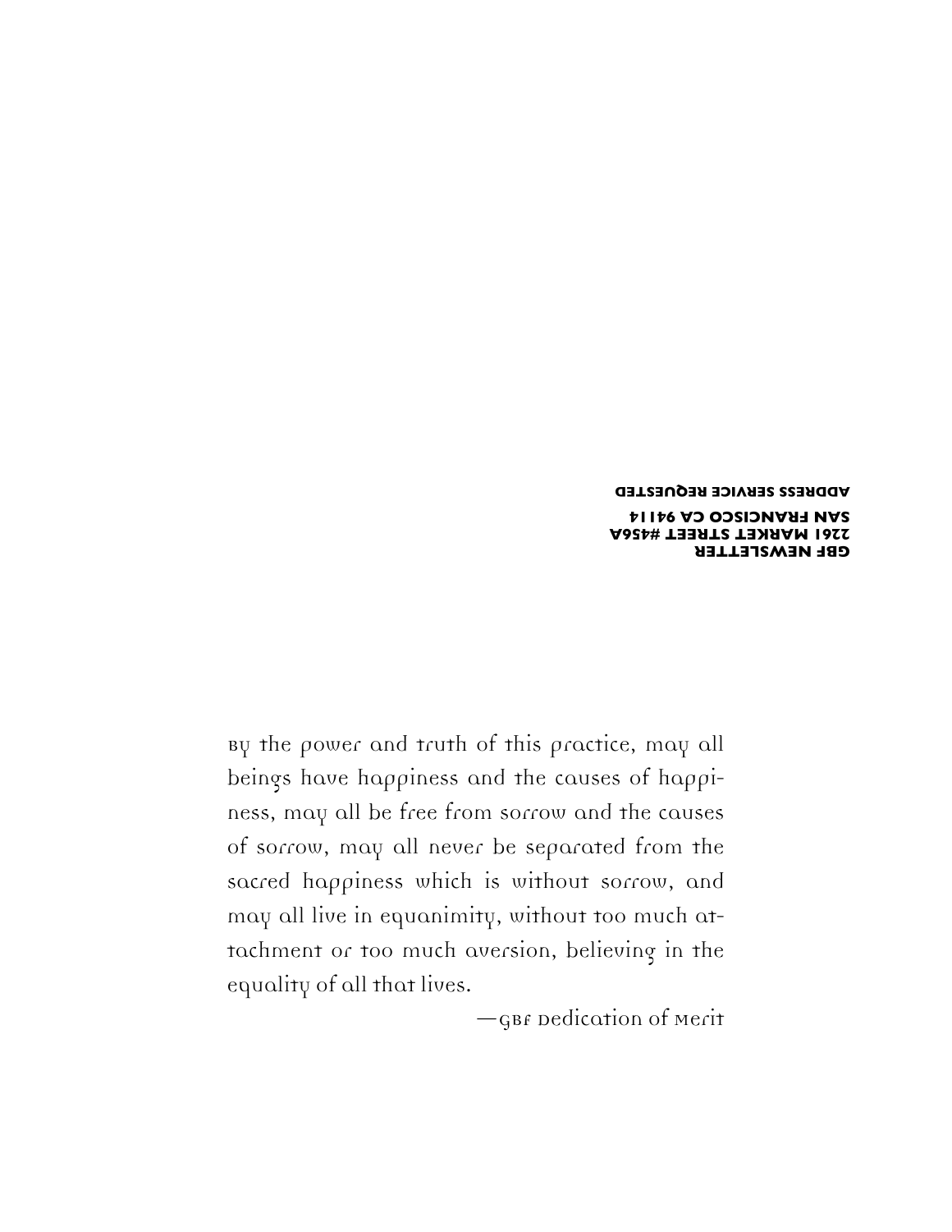GBF NEWSLETTER
2261 MARKET STREET #456A
SAN FRANCISCO CA 94114
ADDRESS SERVICE REQUESTED

BY the power and truth of this practice, may all beings have happiness and the causes of happiness, may all be free from sorrow and the causes of sorrow, may all never be separated from the sacred happiness which is without sorrow, and may all live in equanimity, without too much attachment or too much aversion, believing in the equality of all that lives.

—GBF Dedication of Merit